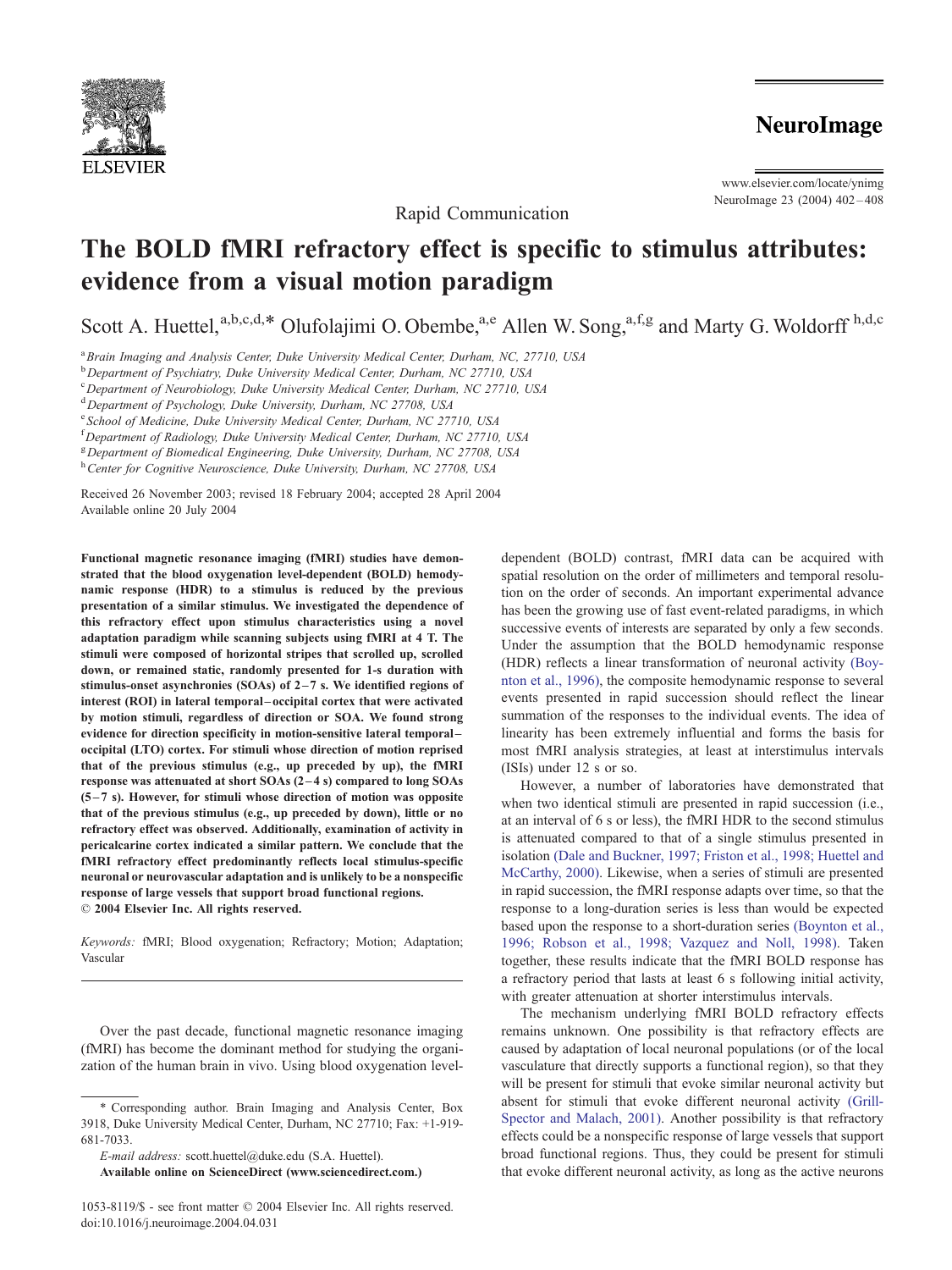Rapid Communication

# The BOLD fMRI refractory effect is specific to stimulus attributes: evidence from a visual motion paradigm

Scott A. Huettel,[a,b,c,d,*] Olufolajimi O. Obembe,[a,e] Allen W. Song,[a,f,g] and Marty G. Woldorff[h,d,c]

[a] *Brain Imaging and Analysis Center, Duke University Medical Center, Durham, NC, 27710, USA*
[b] *Department of Psychiatry, Duke University Medical Center, Durham, NC 27710, USA*
[c] *Department of Neurobiology, Duke University Medical Center, Durham, NC 27710, USA*
[d] *Department of Psychology, Duke University, Durham, NC 27708, USA*
[e] *School of Medicine, Duke University Medical Center, Durham, NC 27710, USA*
[f] *Department of Radiology, Duke University Medical Center, Durham, NC 27710, USA*
[g] *Department of Biomedical Engineering, Duke University, Durham, NC 27708, USA*
[h] *Center for Cognitive Neuroscience, Duke University, Durham, NC 27708, USA*

Received 26 November 2003; revised 18 February 2004; accepted 28 April 2004
Available online 20 July 2004

**Functional magnetic resonance imaging (fMRI) studies have demonstrated that the blood oxygenation level-dependent (BOLD) hemodynamic response (HDR) to a stimulus is reduced by the previous presentation of a similar stimulus. We investigated the dependence of this refractory effect upon stimulus characteristics using a novel adaptation paradigm while scanning subjects using fMRI at 4 T. The stimuli were composed of horizontal stripes that scrolled up, scrolled down, or remained static, randomly presented for 1-s duration with stimulus-onset asynchronies (SOAs) of 2–7 s. We identified regions of interest (ROI) in lateral temporal–occipital cortex that were activated by motion stimuli, regardless of direction or SOA. We found strong evidence for direction specificity in motion-sensitive lateral temporal–occipital (LTO) cortex. For stimuli whose direction of motion reprised that of the previous stimulus (e.g., up preceded by up), the fMRI response was attenuated at short SOAs (2–4 s) compared to long SOAs (5–7 s). However, for stimuli whose direction of motion was opposite that of the previous stimulus (e.g., up preceded by down), little or no refractory effect was observed. Additionally, examination of activity in pericalcarine cortex indicated a similar pattern. We conclude that the fMRI refractory effect predominantly reflects local stimulus-specific neuronal or neurovascular adaptation and is unlikely to be a nonspecific response of large vessels that support broad functional regions.**
**© 2004 Elsevier Inc. All rights reserved.**

*Keywords:* fMRI; Blood oxygenation; Refractory; Motion; Adaptation; Vascular

Over the past decade, functional magnetic resonance imaging (fMRI) has become the dominant method for studying the organization of the human brain in vivo. Using blood oxygenation level-dependent (BOLD) contrast, fMRI data can be acquired with spatial resolution on the order of millimeters and temporal resolution on the order of seconds. An important experimental advance has been the growing use of fast event-related paradigms, in which successive events of interests are separated by only a few seconds. Under the assumption that the BOLD hemodynamic response (HDR) reflects a linear transformation of neuronal activity (Boynton et al., 1996), the composite hemodynamic response to several events presented in rapid succession should reflect the linear summation of the responses to the individual events. The idea of linearity has been extremely influential and forms the basis for most fMRI analysis strategies, at least at interstimulus intervals (ISIs) under 12 s or so.

However, a number of laboratories have demonstrated that when two identical stimuli are presented in rapid succession (i.e., at an interval of 6 s or less), the fMRI HDR to the second stimulus is attenuated compared to that of a single stimulus presented in isolation (Dale and Buckner, 1997; Friston et al., 1998; Huettel and McCarthy, 2000). Likewise, when a series of stimuli are presented in rapid succession, the fMRI response adapts over time, so that the response to a long-duration series is less than would be expected based upon the response to a short-duration series (Boynton et al., 1996; Robson et al., 1998; Vazquez and Noll, 1998). Taken together, these results indicate that the fMRI BOLD response has a refractory period that lasts at least 6 s following initial activity, with greater attenuation at shorter interstimulus intervals.

The mechanism underlying fMRI BOLD refractory effects remains unknown. One possibility is that refractory effects are caused by adaptation of local neuronal populations (or of the local vasculature that directly supports a functional region), so that they will be present for stimuli that evoke similar neuronal activity but absent for stimuli that evoke different neuronal activity (Grill-Spector and Malach, 2001). Another possibility is that refractory effects could be a nonspecific response of large vessels that support broad functional regions. Thus, they could be present for stimuli that evoke different neuronal activity, as long as the active neurons

* Corresponding author. Brain Imaging and Analysis Center, Box 3918, Duke University Medical Center, Durham, NC 27710; Fax: +1-919-681-7033.
*E-mail address:* scott.huettel@duke.edu (S.A. Huettel).
**Available online on ScienceDirect (www.sciencedirect.com.)**

1053-8119/$ - see front matter © 2004 Elsevier Inc. All rights reserved.
doi:10.1016/j.neuroimage.2004.04.031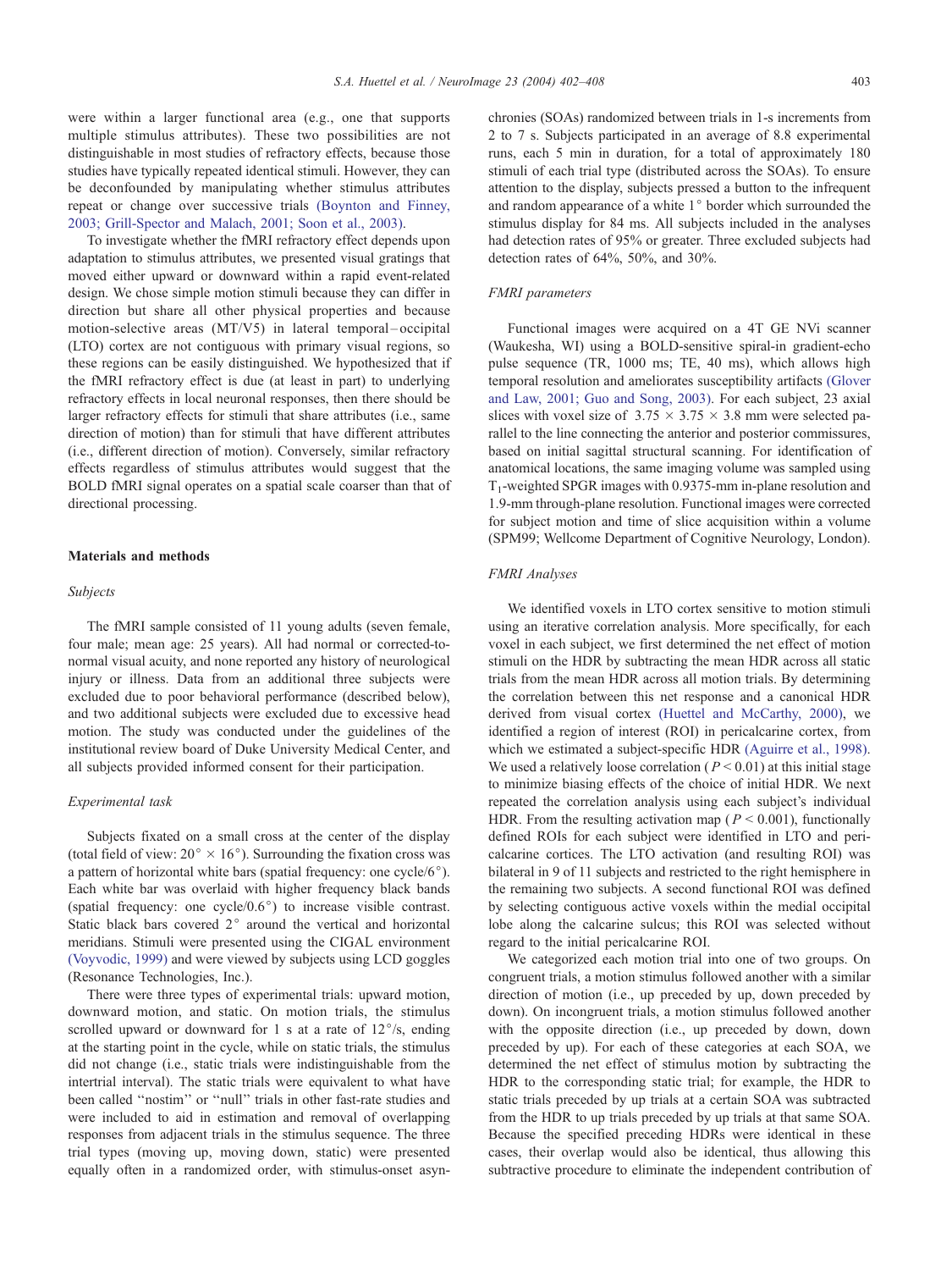were within a larger functional area (e.g., one that supports multiple stimulus attributes). These two possibilities are not distinguishable in most studies of refractory effects, because those studies have typically repeated identical stimuli. However, they can be deconfounded by manipulating whether stimulus attributes repeat or change over successive trials (Boynton and Finney, 2003; Grill-Spector and Malach, 2001; Soon et al., 2003).

To investigate whether the fMRI refractory effect depends upon adaptation to stimulus attributes, we presented visual gratings that moved either upward or downward within a rapid event-related design. We chose simple motion stimuli because they can differ in direction but share all other physical properties and because motion-selective areas (MT/V5) in lateral temporal–occipital (LTO) cortex are not contiguous with primary visual regions, so these regions can be easily distinguished. We hypothesized that if the fMRI refractory effect is due (at least in part) to underlying refractory effects in local neuronal responses, then there should be larger refractory effects for stimuli that share attributes (i.e., same direction of motion) than for stimuli that have different attributes (i.e., different direction of motion). Conversely, similar refractory effects regardless of stimulus attributes would suggest that the BOLD fMRI signal operates on a spatial scale coarser than that of directional processing.

## Materials and methods

### Subjects

The fMRI sample consisted of 11 young adults (seven female, four male; mean age: 25 years). All had normal or corrected-to-normal visual acuity, and none reported any history of neurological injury or illness. Data from an additional three subjects were excluded due to poor behavioral performance (described below), and two additional subjects were excluded due to excessive head motion. The study was conducted under the guidelines of the institutional review board of Duke University Medical Center, and all subjects provided informed consent for their participation.

### Experimental task

Subjects fixated on a small cross at the center of the display (total field of view: $20° \times 16°$). Surrounding the fixation cross was a pattern of horizontal white bars (spatial frequency: one cycle/6°). Each white bar was overlaid with higher frequency black bands (spatial frequency: one cycle/0.6°) to increase visible contrast. Static black bars covered 2° around the vertical and horizontal meridians. Stimuli were presented using the CIGAL environment (Voyvodic, 1999) and were viewed by subjects using LCD goggles (Resonance Technologies, Inc.).

There were three types of experimental trials: upward motion, downward motion, and static. On motion trials, the stimulus scrolled upward or downward for 1 s at a rate of 12°/s, ending at the starting point in the cycle, while on static trials, the stimulus did not change (i.e., static trials were indistinguishable from the intertrial interval). The static trials were equivalent to what have been called ''nostim'' or ''null'' trials in other fast-rate studies and were included to aid in estimation and removal of overlapping responses from adjacent trials in the stimulus sequence. The three trial types (moving up, moving down, static) were presented equally often in a randomized order, with stimulus-onset asynchronies (SOAs) randomized between trials in 1-s increments from 2 to 7 s. Subjects participated in an average of 8.8 experimental runs, each 5 min in duration, for a total of approximately 180 stimuli of each trial type (distributed across the SOAs). To ensure attention to the display, subjects pressed a button to the infrequent and random appearance of a white 1° border which surrounded the stimulus display for 84 ms. All subjects included in the analyses had detection rates of 95% or greater. Three excluded subjects had detection rates of 64%, 50%, and 30%.

### FMRI parameters

Functional images were acquired on a 4T GE NVi scanner (Waukesha, WI) using a BOLD-sensitive spiral-in gradient-echo pulse sequence (TR, 1000 ms; TE, 40 ms), which allows high temporal resolution and ameliorates susceptibility artifacts (Glover and Law, 2001; Guo and Song, 2003). For each subject, 23 axial slices with voxel size of $3.75 \times 3.75 \times 3.8$ mm were selected parallel to the line connecting the anterior and posterior commissures, based on initial sagittal structural scanning. For identification of anatomical locations, the same imaging volume was sampled using $T_1$-weighted SPGR images with 0.9375-mm in-plane resolution and 1.9-mm through-plane resolution. Functional images were corrected for subject motion and time of slice acquisition within a volume (SPM99; Wellcome Department of Cognitive Neurology, London).

### FMRI Analyses

We identified voxels in LTO cortex sensitive to motion stimuli using an iterative correlation analysis. More specifically, for each voxel in each subject, we first determined the net effect of motion stimuli on the HDR by subtracting the mean HDR across all static trials from the mean HDR across all motion trials. By determining the correlation between this net response and a canonical HDR derived from visual cortex (Huettel and McCarthy, 2000), we identified a region of interest (ROI) in pericalcarine cortex, from which we estimated a subject-specific HDR (Aguirre et al., 1998). We used a relatively loose correlation ($P < 0.01$) at this initial stage to minimize biasing effects of the choice of initial HDR. We next repeated the correlation analysis using each subject's individual HDR. From the resulting activation map ($P < 0.001$), functionally defined ROIs for each subject were identified in LTO and pericalcarine cortices. The LTO activation (and resulting ROI) was bilateral in 9 of 11 subjects and restricted to the right hemisphere in the remaining two subjects. A second functional ROI was defined by selecting contiguous active voxels within the medial occipital lobe along the calcarine sulcus; this ROI was selected without regard to the initial pericalcarine ROI.

We categorized each motion trial into one of two groups. On congruent trials, a motion stimulus followed another with a similar direction of motion (i.e., up preceded by up, down preceded by down). On incongruent trials, a motion stimulus followed another with the opposite direction (i.e., up preceded by down, down preceded by up). For each of these categories at each SOA, we determined the net effect of stimulus motion by subtracting the HDR to the corresponding static trial; for example, the HDR to static trials preceded by up trials at a certain SOA was subtracted from the HDR to up trials preceded by up trials at that same SOA. Because the specified preceding HDRs were identical in these cases, their overlap would also be identical, thus allowing this subtractive procedure to eliminate the independent contribution of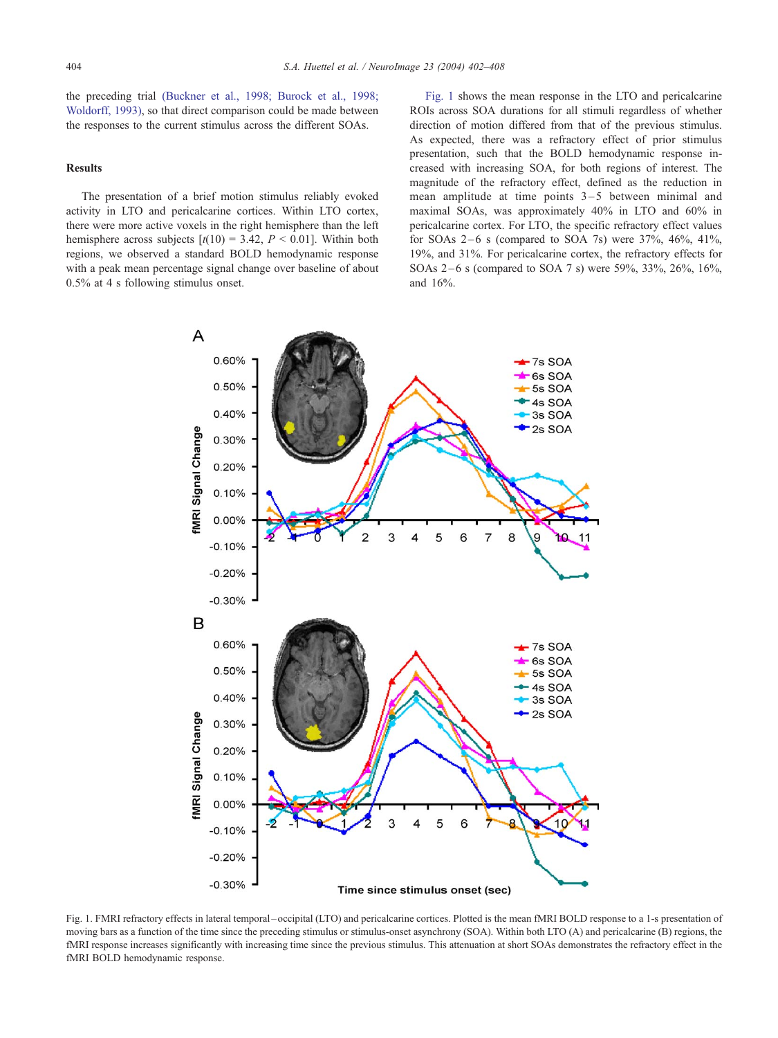the preceding trial (Buckner et al., 1998; Burock et al., 1998; Woldorff, 1993), so that direct comparison could be made between the responses to the current stimulus across the different SOAs.

## Results

The presentation of a brief motion stimulus reliably evoked activity in LTO and pericalcarine cortices. Within LTO cortex, there were more active voxels in the right hemisphere than the left hemisphere across subjects [$t(10) = 3.42$, $P < 0.01$]. Within both regions, we observed a standard BOLD hemodynamic response with a peak mean percentage signal change over baseline of about 0.5% at 4 s following stimulus onset.

Fig. 1 shows the mean response in the LTO and pericalcarine ROIs across SOA durations for all stimuli regardless of whether direction of motion differed from that of the previous stimulus. As expected, there was a refractory effect of prior stimulus presentation, such that the BOLD hemodynamic response increased with increasing SOA, for both regions of interest. The magnitude of the refractory effect, defined as the reduction in mean amplitude at time points 3–5 between minimal and maximal SOAs, was approximately 40% in LTO and 60% in pericalcarine cortex. For LTO, the specific refractory effect values for SOAs 2–6 s (compared to SOA 7s) were 37%, 46%, 41%, 19%, and 31%. For pericalcarine cortex, the refractory effects for SOAs 2–6 s (compared to SOA 7 s) were 59%, 33%, 26%, 16%, and 16%.

Fig. 1. FMRI refractory effects in lateral temporal–occipital (LTO) and pericalcarine cortices. Plotted is the mean fMRI BOLD response to a 1-s presentation of moving bars as a function of the time since the preceding stimulus or stimulus-onset asynchrony (SOA). Within both LTO (A) and pericalcarine (B) regions, the fMRI response increases significantly with increasing time since the previous stimulus. This attenuation at short SOAs demonstrates the refractory effect in the fMRI BOLD hemodynamic response.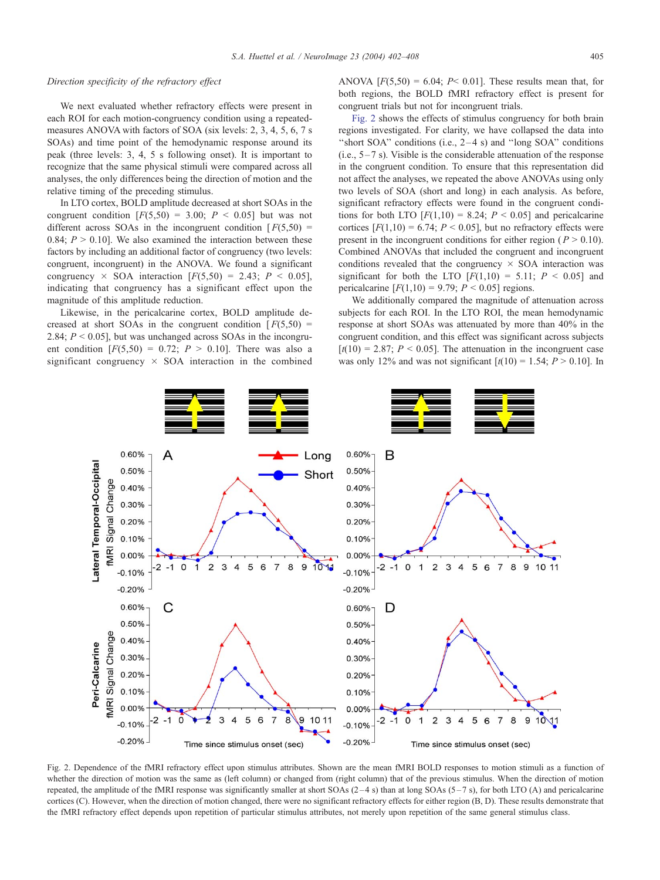*Direction specificity of the refractory effect*

We next evaluated whether refractory effects were present in each ROI for each motion-congruency condition using a repeated-measures ANOVA with factors of SOA (six levels: 2, 3, 4, 5, 6, 7 s SOAs) and time point of the hemodynamic response around its peak (three levels: 3, 4, 5 s following onset). It is important to recognize that the same physical stimuli were compared across all analyses, the only differences being the direction of motion and the relative timing of the preceding stimulus.

In LTO cortex, BOLD amplitude decreased at short SOAs in the congruent condition [$F(5,50) = 3.00$; $P < 0.05$] but was not different across SOAs in the incongruent condition [$F(5,50) = 0.84$; $P > 0.10$]. We also examined the interaction between these factors by including an additional factor of congruency (two levels: congruent, incongruent) in the ANOVA. We found a significant congruency × SOA interaction [$F(5,50) = 2.43$; $P < 0.05$], indicating that congruency has a significant effect upon the magnitude of this amplitude reduction.

Likewise, in the pericalcarine cortex, BOLD amplitude decreased at short SOAs in the congruent condition [$F(5,50) = 2.84$; $P < 0.05$], but was unchanged across SOAs in the incongruent condition [$F(5,50) = 0.72$; $P > 0.10$]. There was also a significant congruency × SOA interaction in the combined ANOVA [$F(5,50) = 6.04$; $P < 0.01$]. These results mean that, for both regions, the BOLD fMRI refractory effect is present for congruent trials but not for incongruent trials.

Fig. 2 shows the effects of stimulus congruency for both brain regions investigated. For clarity, we have collapsed the data into "short SOA" conditions (i.e., 2–4 s) and "long SOA" conditions (i.e., 5–7 s). Visible is the considerable attenuation of the response in the congruent condition. To ensure that this representation did not affect the analyses, we repeated the above ANOVAs using only two levels of SOA (short and long) in each analysis. As before, significant refractory effects were found in the congruent conditions for both LTO [$F(1,10) = 8.24$; $P < 0.05$] and pericalcarine cortices [$F(1,10) = 6.74$; $P < 0.05$], but no refractory effects were present in the incongruent conditions for either region ($P > 0.10$). Combined ANOVAs that included the congruent and incongruent conditions revealed that the congruency × SOA interaction was significant for both the LTO [$F(1,10) = 5.11$; $P < 0.05$] and pericalcarine [$F(1,10) = 9.79$; $P < 0.05$] regions.

We additionally compared the magnitude of attenuation across subjects for each ROI. In the LTO ROI, the mean hemodynamic response at short SOAs was attenuated by more than 40% in the congruent condition, and this effect was significant across subjects [$t(10) = 2.87$; $P < 0.05$]. The attenuation in the incongruent case was only 12% and was not significant [$t(10) = 1.54$; $P > 0.10$]. In

Fig. 2. Dependence of the fMRI refractory effect upon stimulus attributes. Shown are the mean fMRI BOLD responses to motion stimuli as a function of whether the direction of motion was the same as (left column) or changed from (right column) that of the previous stimulus. When the direction of motion repeated, the amplitude of the fMRI response was significantly smaller at short SOAs (2–4 s) than at long SOAs (5–7 s), for both LTO (A) and pericalcarine cortices (C). However, when the direction of motion changed, there were no significant refractory effects for either region (B, D). These results demonstrate that the fMRI refractory effect depends upon repetition of particular stimulus attributes, not merely upon repetition of the same general stimulus class.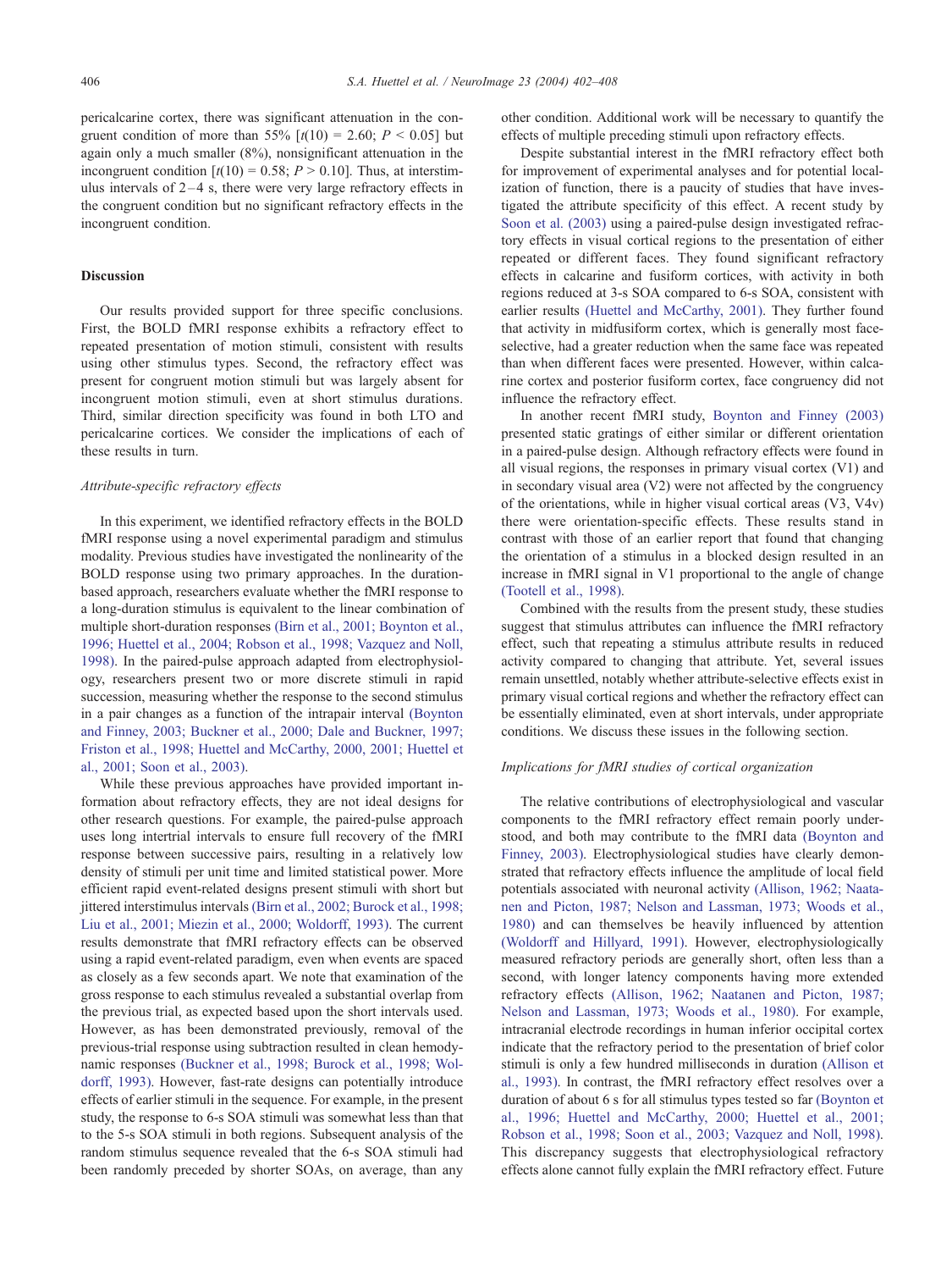pericalcarine cortex, there was significant attenuation in the congruent condition of more than 55% [$t(10) = 2.60$; $P < 0.05$] but again only a much smaller (8%), nonsignificant attenuation in the incongruent condition [$t(10) = 0.58$; $P > 0.10$]. Thus, at interstimulus intervals of 2–4 s, there were very large refractory effects in the congruent condition but no significant refractory effects in the incongruent condition.

## Discussion

Our results provided support for three specific conclusions. First, the BOLD fMRI response exhibits a refractory effect to repeated presentation of motion stimuli, consistent with results using other stimulus types. Second, the refractory effect was present for congruent motion stimuli but was largely absent for incongruent motion stimuli, even at short stimulus durations. Third, similar direction specificity was found in both LTO and pericalcarine cortices. We consider the implications of each of these results in turn.

### *Attribute-specific refractory effects*

In this experiment, we identified refractory effects in the BOLD fMRI response using a novel experimental paradigm and stimulus modality. Previous studies have investigated the nonlinearity of the BOLD response using two primary approaches. In the duration-based approach, researchers evaluate whether the fMRI response to a long-duration stimulus is equivalent to the linear combination of multiple short-duration responses (Birn et al., 2001; Boynton et al., 1996; Huettel et al., 2004; Robson et al., 1998; Vazquez and Noll, 1998). In the paired-pulse approach adapted from electrophysiology, researchers present two or more discrete stimuli in rapid succession, measuring whether the response to the second stimulus in a pair changes as a function of the intrapair interval (Boynton and Finney, 2003; Buckner et al., 2000; Dale and Buckner, 1997; Friston et al., 1998; Huettel and McCarthy, 2000, 2001; Huettel et al., 2001; Soon et al., 2003).

While these previous approaches have provided important information about refractory effects, they are not ideal designs for other research questions. For example, the paired-pulse approach uses long intertrial intervals to ensure full recovery of the fMRI response between successive pairs, resulting in a relatively low density of stimuli per unit time and limited statistical power. More efficient rapid event-related designs present stimuli with short but jittered interstimulus intervals (Birn et al., 2002; Burock et al., 1998; Liu et al., 2001; Miezin et al., 2000; Woldorff, 1993). The current results demonstrate that fMRI refractory effects can be observed using a rapid event-related paradigm, even when events are spaced as closely as a few seconds apart. We note that examination of the gross response to each stimulus revealed a substantial overlap from the previous trial, as expected based upon the short intervals used. However, as has been demonstrated previously, removal of the previous-trial response using subtraction resulted in clean hemodynamic responses (Buckner et al., 1998; Burock et al., 1998; Woldorff, 1993). However, fast-rate designs can potentially introduce effects of earlier stimuli in the sequence. For example, in the present study, the response to 6-s SOA stimuli was somewhat less than that to the 5-s SOA stimuli in both regions. Subsequent analysis of the random stimulus sequence revealed that the 6-s SOA stimuli had been randomly preceded by shorter SOAs, on average, than any other condition. Additional work will be necessary to quantify the effects of multiple preceding stimuli upon refractory effects.

Despite substantial interest in the fMRI refractory effect both for improvement of experimental analyses and for potential localization of function, there is a paucity of studies that have investigated the attribute specificity of this effect. A recent study by Soon et al. (2003) using a paired-pulse design investigated refractory effects in visual cortical regions to the presentation of either repeated or different faces. They found significant refractory effects in calcarine and fusiform cortices, with activity in both regions reduced at 3-s SOA compared to 6-s SOA, consistent with earlier results (Huettel and McCarthy, 2001). They further found that activity in midfusiform cortex, which is generally most face-selective, had a greater reduction when the same face was repeated than when different faces were presented. However, within calcarine cortex and posterior fusiform cortex, face congruency did not influence the refractory effect.

In another recent fMRI study, Boynton and Finney (2003) presented static gratings of either similar or different orientation in a paired-pulse design. Although refractory effects were found in all visual regions, the responses in primary visual cortex (V1) and in secondary visual area (V2) were not affected by the congruency of the orientations, while in higher visual cortical areas (V3, V4v) there were orientation-specific effects. These results stand in contrast with those of an earlier report that found that changing the orientation of a stimulus in a blocked design resulted in an increase in fMRI signal in V1 proportional to the angle of change (Tootell et al., 1998).

Combined with the results from the present study, these studies suggest that stimulus attributes can influence the fMRI refractory effect, such that repeating a stimulus attribute results in reduced activity compared to changing that attribute. Yet, several issues remain unsettled, notably whether attribute-selective effects exist in primary visual cortical regions and whether the refractory effect can be essentially eliminated, even at short intervals, under appropriate conditions. We discuss these issues in the following section.

### *Implications for fMRI studies of cortical organization*

The relative contributions of electrophysiological and vascular components to the fMRI refractory effect remain poorly understood, and both may contribute to the fMRI data (Boynton and Finney, 2003). Electrophysiological studies have clearly demonstrated that refractory effects influence the amplitude of local field potentials associated with neuronal activity (Allison, 1962; Naatanen and Picton, 1987; Nelson and Lassman, 1973; Woods et al., 1980) and can themselves be heavily influenced by attention (Woldorff and Hillyard, 1991). However, electrophysiologically measured refractory periods are generally short, often less than a second, with longer latency components having more extended refractory effects (Allison, 1962; Naatanen and Picton, 1987; Nelson and Lassman, 1973; Woods et al., 1980). For example, intracranial electrode recordings in human inferior occipital cortex indicate that the refractory period to the presentation of brief color stimuli is only a few hundred milliseconds in duration (Allison et al., 1993). In contrast, the fMRI refractory effect resolves over a duration of about 6 s for all stimulus types tested so far (Boynton et al., 1996; Huettel and McCarthy, 2000; Huettel et al., 2001; Robson et al., 1998; Soon et al., 2003; Vazquez and Noll, 1998). This discrepancy suggests that electrophysiological refractory effects alone cannot fully explain the fMRI refractory effect. Future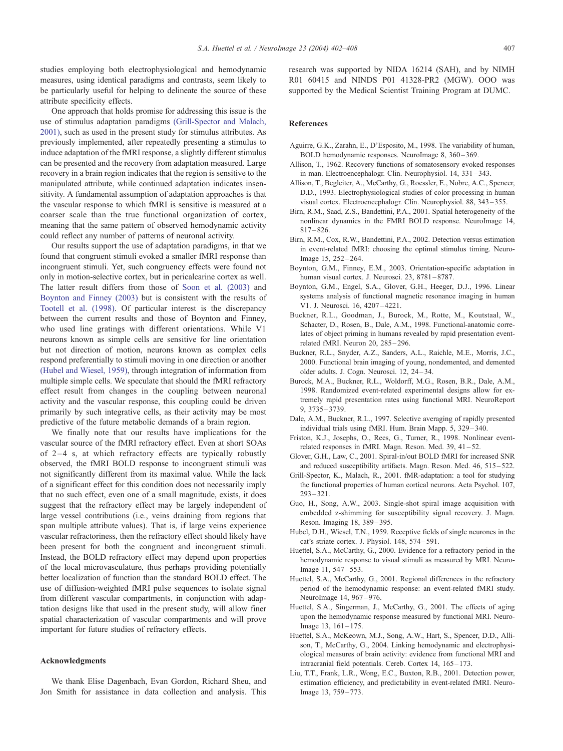studies employing both electrophysiological and hemodynamic measures, using identical paradigms and contrasts, seem likely to be particularly useful for helping to delineate the source of these attribute specificity effects.

One approach that holds promise for addressing this issue is the use of stimulus adaptation paradigms (Grill-Spector and Malach, 2001), such as used in the present study for stimulus attributes. As previously implemented, after repeatedly presenting a stimulus to induce adaptation of the fMRI response, a slightly different stimulus can be presented and the recovery from adaptation measured. Large recovery in a brain region indicates that the region is sensitive to the manipulated attribute, while continued adaptation indicates insensitivity. A fundamental assumption of adaptation approaches is that the vascular response to which fMRI is sensitive is measured at a coarser scale than the true functional organization of cortex, meaning that the same pattern of observed hemodynamic activity could reflect any number of patterns of neuronal activity.

Our results support the use of adaptation paradigms, in that we found that congruent stimuli evoked a smaller fMRI response than incongruent stimuli. Yet, such congruency effects were found not only in motion-selective cortex, but in pericalcarine cortex as well. The latter result differs from those of Soon et al. (2003) and Boynton and Finney (2003) but is consistent with the results of Tootell et al. (1998). Of particular interest is the discrepancy between the current results and those of Boynton and Finney, who used line gratings with different orientations. While V1 neurons known as simple cells are sensitive for line orientation but not direction of motion, neurons known as complex cells respond preferentially to stimuli moving in one direction or another (Hubel and Wiesel, 1959), through integration of information from multiple simple cells. We speculate that should the fMRI refractory effect result from changes in the coupling between neuronal activity and the vascular response, this coupling could be driven primarily by such integrative cells, as their activity may be most predictive of the future metabolic demands of a brain region.

We finally note that our results have implications for the vascular source of the fMRI refractory effect. Even at short SOAs of 2–4 s, at which refractory effects are typically robustly observed, the fMRI BOLD response to incongruent stimuli was not significantly different from its maximal value. While the lack of a significant effect for this condition does not necessarily imply that no such effect, even one of a small magnitude, exists, it does suggest that the refractory effect may be largely independent of large vessel contributions (i.e., veins draining from regions that span multiple attribute values). That is, if large veins experience vascular refractoriness, then the refractory effect should likely have been present for both the congruent and incongruent stimuli. Instead, the BOLD refractory effect may depend upon properties of the local microvasculature, thus perhaps providing potentially better localization of function than the standard BOLD effect. The use of diffusion-weighted fMRI pulse sequences to isolate signal from different vascular compartments, in conjunction with adaptation designs like that used in the present study, will allow finer spatial characterization of vascular compartments and will prove important for future studies of refractory effects.

## Acknowledgments

We thank Elise Dagenbach, Evan Gordon, Richard Sheu, and Jon Smith for assistance in data collection and analysis. This research was supported by NIDA 16214 (SAH), and by NIMH R01 60415 and NINDS P01 41328-PR2 (MGW). OOO was supported by the Medical Scientist Training Program at DUMC.

## References

Aguirre, G.K., Zarahn, E., D'Esposito, M., 1998. The variability of human, BOLD hemodynamic responses. NeuroImage 8, 360–369.

Allison, T., 1962. Recovery functions of somatosensory evoked responses in man. Electroencephalogr. Clin. Neurophysiol. 14, 331–343.

Allison, T., Begleiter, A., McCarthy, G., Roessler, E., Nobre, A.C., Spencer, D.D., 1993. Electrophysiological studies of color processing in human visual cortex. Electroencephalogr. Clin. Neurophysiol. 88, 343–355.

Birn, R.M., Saad, Z.S., Bandettini, P.A., 2001. Spatial heterogeneity of the nonlinear dynamics in the FMRI BOLD response. NeuroImage 14, 817–826.

Birn, R.M., Cox, R.W., Bandettini, P.A., 2002. Detection versus estimation in event-related fMRI: choosing the optimal stimulus timing. NeuroImage 15, 252–264.

Boynton, G.M., Finney, E.M., 2003. Orientation-specific adaptation in human visual cortex. J. Neurosci. 23, 8781–8787.

Boynton, G.M., Engel, S.A., Glover, G.H., Heeger, D.J., 1996. Linear systems analysis of functional magnetic resonance imaging in human V1. J. Neurosci. 16, 4207–4221.

Buckner, R.L., Goodman, J., Burock, M., Rotte, M., Koutstaal, W., Schacter, D., Rosen, B., Dale, A.M., 1998. Functional-anatomic correlates of object priming in humans revealed by rapid presentation event-related fMRI. Neuron 20, 285–296.

Buckner, R.L., Snyder, A.Z., Sanders, A.L., Raichle, M.E., Morris, J.C., 2000. Functional brain imaging of young, nondemented, and demented older adults. J. Cogn. Neurosci. 12, 24–34.

Burock, M.A., Buckner, R.L., Woldorff, M.G., Rosen, B.R., Dale, A.M., 1998. Randomized event-related experimental designs allow for extremely rapid presentation rates using functional MRI. NeuroReport 9, 3735–3739.

Dale, A.M., Buckner, R.L., 1997. Selective averaging of rapidly presented individual trials using fMRI. Hum. Brain Mapp. 5, 329–340.

Friston, K.J., Josephs, O., Rees, G., Turner, R., 1998. Nonlinear event-related responses in fMRI. Magn. Reson. Med. 39, 41–52.

Glover, G.H., Law, C., 2001. Spiral-in/out BOLD fMRI for increased SNR and reduced susceptibility artifacts. Magn. Reson. Med. 46, 515–522.

Grill-Spector, K., Malach, R., 2001. fMR-adaptation: a tool for studying the functional properties of human cortical neurons. Acta Psychol. 107, 293–321.

Guo, H., Song, A.W., 2003. Single-shot spiral image acquisition with embedded z-shimming for susceptibility signal recovery. J. Magn. Reson. Imaging 18, 389–395.

Hubel, D.H., Wiesel, T.N., 1959. Receptive fields of single neurones in the cat's striate cortex. J. Physiol. 148, 574–591.

Huettel, S.A., McCarthy, G., 2000. Evidence for a refractory period in the hemodynamic response to visual stimuli as measured by MRI. NeuroImage 11, 547–553.

Huettel, S.A., McCarthy, G., 2001. Regional differences in the refractory period of the hemodynamic response: an event-related fMRI study. NeuroImage 14, 967–976.

Huettel, S.A., Singerman, J., McCarthy, G., 2001. The effects of aging upon the hemodynamic response measured by functional MRI. NeuroImage 13, 161–175.

Huettel, S.A., McKeown, M.J., Song, A.W., Hart, S., Spencer, D.D., Allison, T., McCarthy, G., 2004. Linking hemodynamic and electrophysiological measures of brain activity: evidence from functional MRI and intracranial field potentials. Cereb. Cortex 14, 165–173.

Liu, T.T., Frank, L.R., Wong, E.C., Buxton, R.B., 2001. Detection power, estimation efficiency, and predictability in event-related fMRI. NeuroImage 13, 759–773.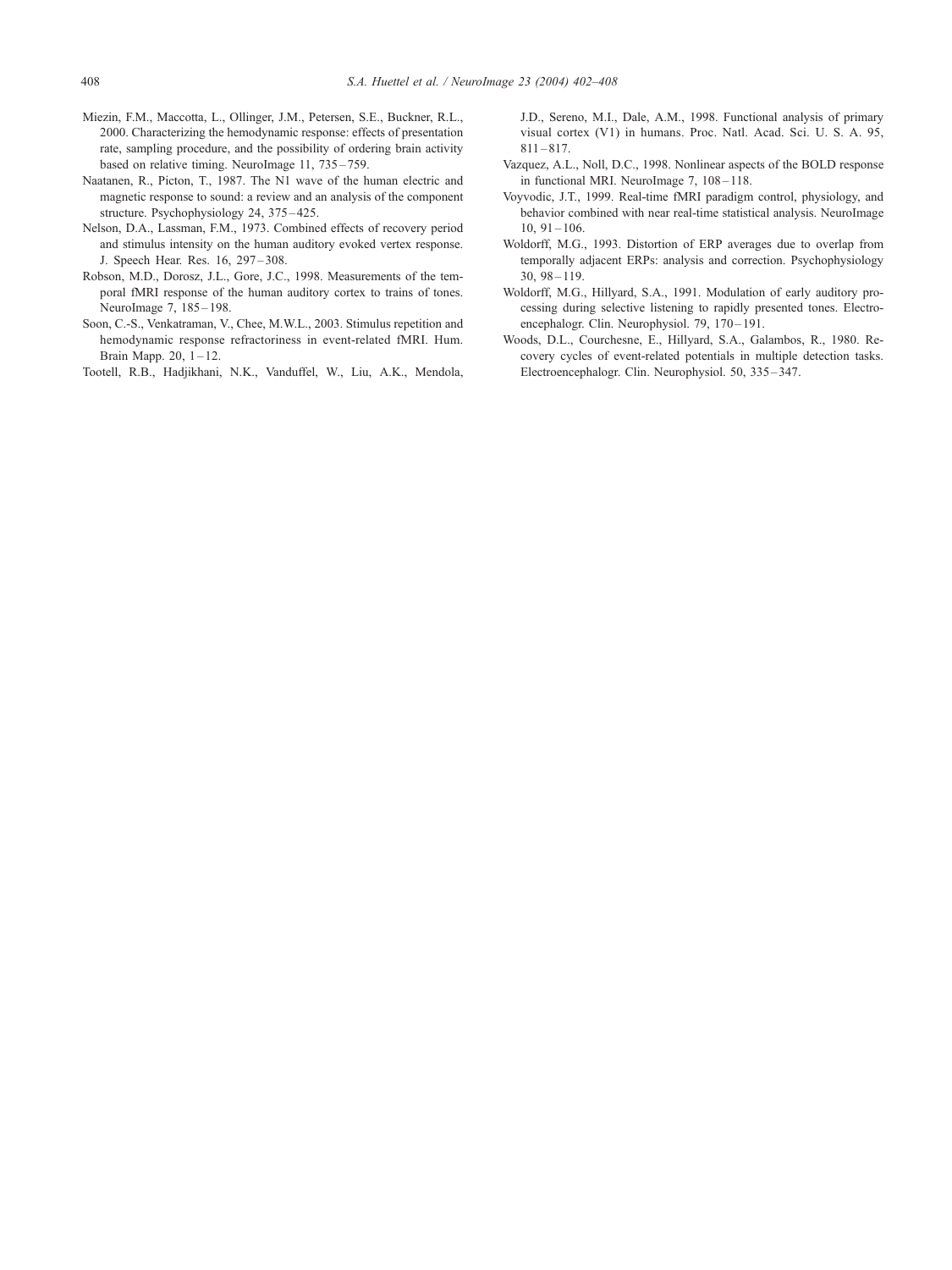Miezin, F.M., Maccotta, L., Ollinger, J.M., Petersen, S.E., Buckner, R.L., 2000. Characterizing the hemodynamic response: effects of presentation rate, sampling procedure, and the possibility of ordering brain activity based on relative timing. NeuroImage 11, 735–759.

Naatanen, R., Picton, T., 1987. The N1 wave of the human electric and magnetic response to sound: a review and an analysis of the component structure. Psychophysiology 24, 375–425.

Nelson, D.A., Lassman, F.M., 1973. Combined effects of recovery period and stimulus intensity on the human auditory evoked vertex response. J. Speech Hear. Res. 16, 297–308.

Robson, M.D., Dorosz, J.L., Gore, J.C., 1998. Measurements of the temporal fMRI response of the human auditory cortex to trains of tones. NeuroImage 7, 185–198.

Soon, C.-S., Venkatraman, V., Chee, M.W.L., 2003. Stimulus repetition and hemodynamic response refractoriness in event-related fMRI. Hum. Brain Mapp. 20, 1–12.

Tootell, R.B., Hadjikhani, N.K., Vanduffel, W., Liu, A.K., Mendola, J.D., Sereno, M.I., Dale, A.M., 1998. Functional analysis of primary visual cortex (V1) in humans. Proc. Natl. Acad. Sci. U. S. A. 95, 811–817.

Vazquez, A.L., Noll, D.C., 1998. Nonlinear aspects of the BOLD response in functional MRI. NeuroImage 7, 108–118.

Voyvodic, J.T., 1999. Real-time fMRI paradigm control, physiology, and behavior combined with near real-time statistical analysis. NeuroImage 10, 91–106.

Woldorff, M.G., 1993. Distortion of ERP averages due to overlap from temporally adjacent ERPs: analysis and correction. Psychophysiology 30, 98–119.

Woldorff, M.G., Hillyard, S.A., 1991. Modulation of early auditory processing during selective listening to rapidly presented tones. Electroencephalogr. Clin. Neurophysiol. 79, 170–191.

Woods, D.L., Courchesne, E., Hillyard, S.A., Galambos, R., 1980. Recovery cycles of event-related potentials in multiple detection tasks. Electroencephalogr. Clin. Neurophysiol. 50, 335–347.